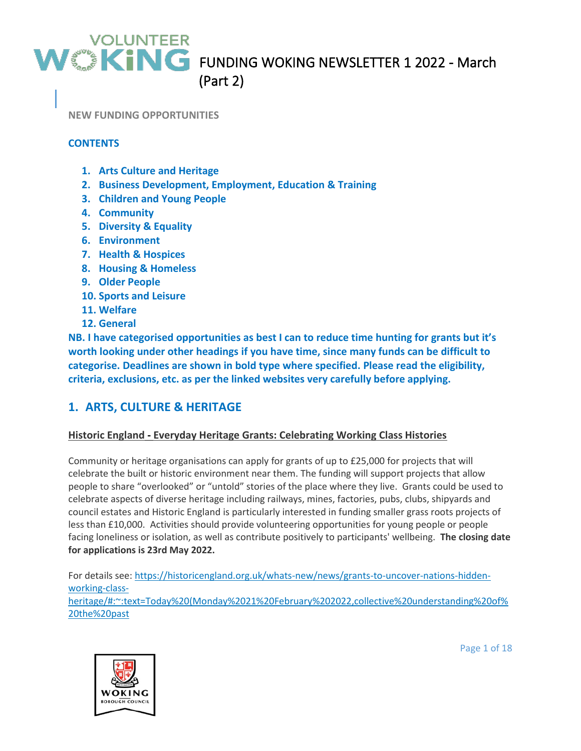# FUNDING WOKING NEWSLETTER 1 2022 - March (Part 2)

**NEW FUNDING OPPORTUNITIES**

**CONTENTS**

1. **Arts Culture and Heritage**
2. **Business Development, Employment, Education & Training**
3. **Children and Young People**
4. **Community**
5. **Diversity & Equality**
6. **Environment**
7. **Health & Hospices**
8. **Housing & Homeless**
9. **Older People**
10. **Sports and Leisure**
11. **Welfare**
12. **General**

**NB. I have categorised opportunities as best I can to reduce time hunting for grants but it's worth looking under other headings if you have time, since many funds can be difficult to categorise. Deadlines are shown in bold type where specified. Please read the eligibility, criteria, exclusions, etc. as per the linked websites very carefully before applying.**

## 1. ARTS, CULTURE & HERITAGE

### Historic England - Everyday Heritage Grants: Celebrating Working Class Histories

Community or heritage organisations can apply for grants of up to £25,000 for projects that will celebrate the built or historic environment near them. The funding will support projects that allow people to share "overlooked" or "untold" stories of the place where they live. Grants could be used to celebrate aspects of diverse heritage including railways, mines, factories, pubs, clubs, shipyards and council estates and Historic England is particularly interested in funding smaller grass roots projects of less than £10,000. Activities should provide volunteering opportunities for young people or people facing loneliness or isolation, as well as contribute positively to participants' wellbeing. **The closing date for applications is 23rd May 2022.**

For details see: https://historicengland.org.uk/whats-new/news/grants-to-uncover-nations-hidden-working-class-heritage/#:~:text=Today%20(Monday%2021%20February%202022,collective%20understanding%20of%20the%20past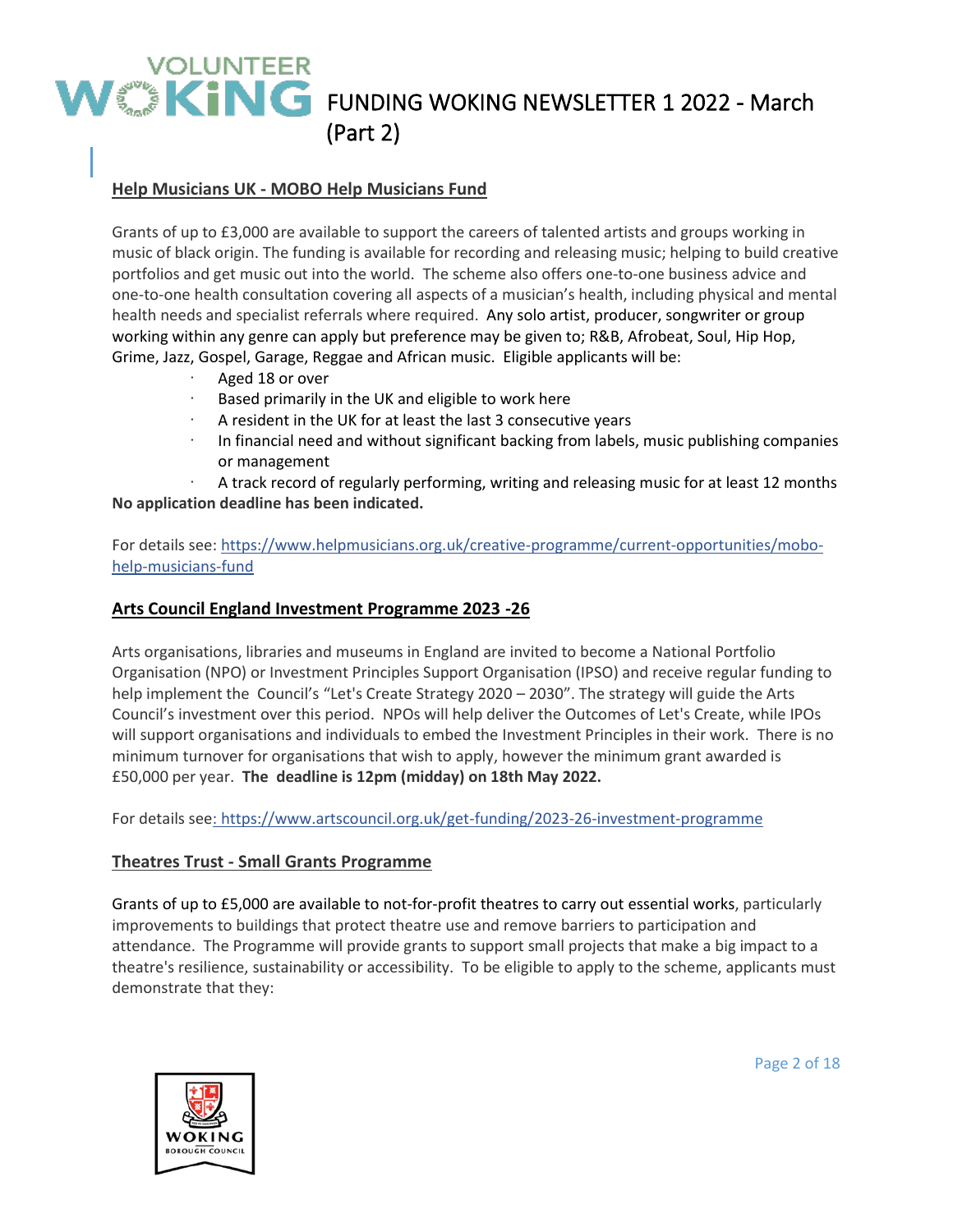## Help Musicians UK - MOBO Help Musicians Fund

Grants of up to £3,000 are available to support the careers of talented artists and groups working in music of black origin. The funding is available for recording and releasing music; helping to build creative portfolios and get music out into the world. The scheme also offers one-to-one business advice and one-to-one health consultation covering all aspects of a musician's health, including physical and mental health needs and specialist referrals where required. Any solo artist, producer, songwriter or group working within any genre can apply but preference may be given to; R&B, Afrobeat, Soul, Hip Hop, Grime, Jazz, Gospel, Garage, Reggae and African music. Eligible applicants will be:

- Aged 18 or over
- Based primarily in the UK and eligible to work here
- A resident in the UK for at least the last 3 consecutive years
- In financial need and without significant backing from labels, music publishing companies or management
- A track record of regularly performing, writing and releasing music for at least 12 months

**No application deadline has been indicated.**

For details see: https://www.helpmusicians.org.uk/creative-programme/current-opportunities/mobo-help-musicians-fund

## Arts Council England Investment Programme 2023 -26

Arts organisations, libraries and museums in England are invited to become a National Portfolio Organisation (NPO) or Investment Principles Support Organisation (IPSO) and receive regular funding to help implement the Council's "Let's Create Strategy 2020 – 2030". The strategy will guide the Arts Council's investment over this period. NPOs will help deliver the Outcomes of Let's Create, while IPOs will support organisations and individuals to embed the Investment Principles in their work. There is no minimum turnover for organisations that wish to apply, however the minimum grant awarded is £50,000 per year. **The deadline is 12pm (midday) on 18th May 2022.**

For details see: https://www.artscouncil.org.uk/get-funding/2023-26-investment-programme

## Theatres Trust - Small Grants Programme

Grants of up to £5,000 are available to not-for-profit theatres to carry out essential works, particularly improvements to buildings that protect theatre use and remove barriers to participation and attendance. The Programme will provide grants to support small projects that make a big impact to a theatre's resilience, sustainability or accessibility. To be eligible to apply to the scheme, applicants must demonstrate that they: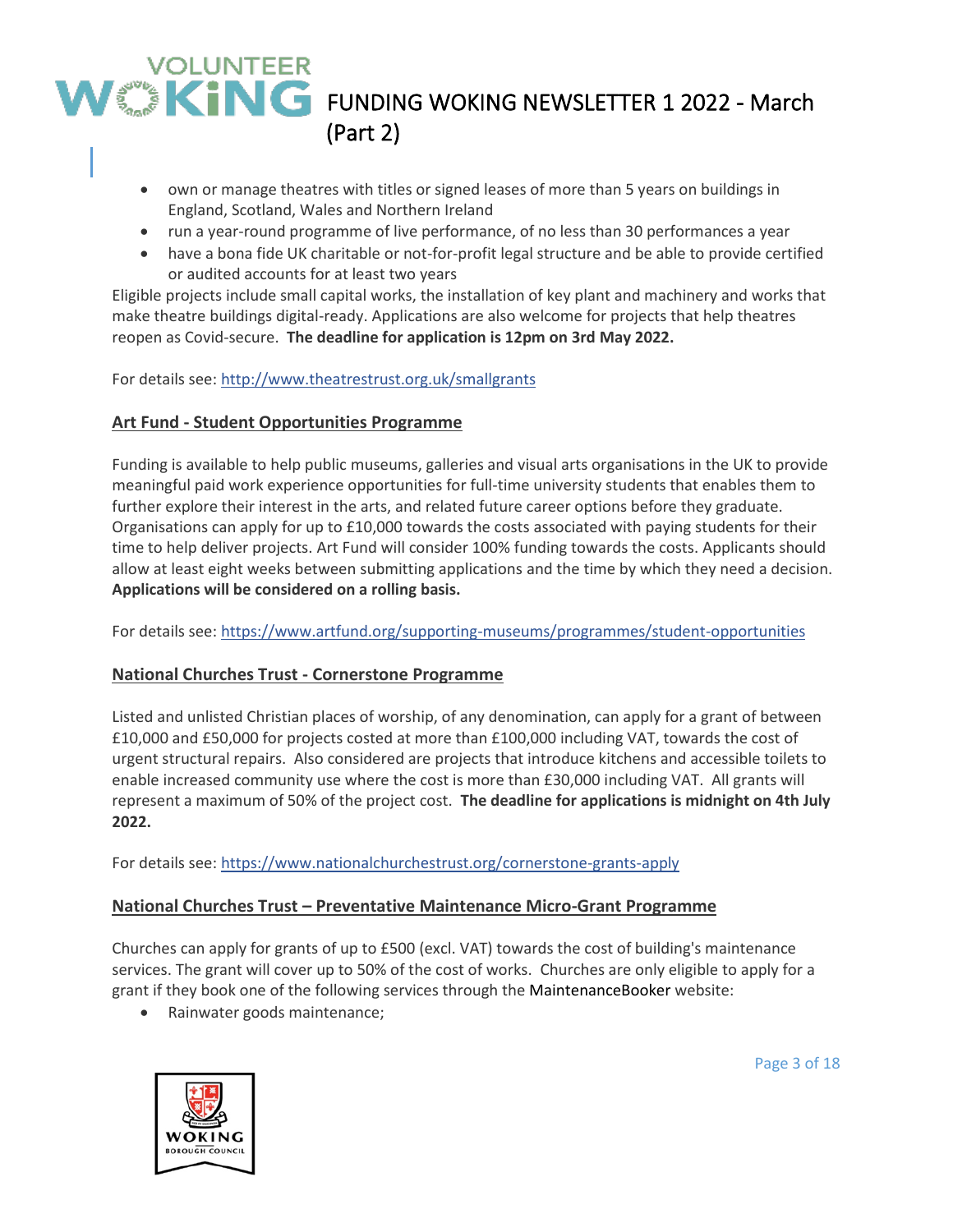- own or manage theatres with titles or signed leases of more than 5 years on buildings in England, Scotland, Wales and Northern Ireland
- run a year-round programme of live performance, of no less than 30 performances a year
- have a bona fide UK charitable or not-for-profit legal structure and be able to provide certified or audited accounts for at least two years

Eligible projects include small capital works, the installation of key plant and machinery and works that make theatre buildings digital-ready. Applications are also welcome for projects that help theatres reopen as Covid-secure. **The deadline for application is 12pm on 3rd May 2022.**

For details see: http://www.theatrestrust.org.uk/smallgrants

## Art Fund - Student Opportunities Programme

Funding is available to help public museums, galleries and visual arts organisations in the UK to provide meaningful paid work experience opportunities for full-time university students that enables them to further explore their interest in the arts, and related future career options before they graduate. Organisations can apply for up to £10,000 towards the costs associated with paying students for their time to help deliver projects. Art Fund will consider 100% funding towards the costs. Applicants should allow at least eight weeks between submitting applications and the time by which they need a decision. **Applications will be considered on a rolling basis.**

For details see: https://www.artfund.org/supporting-museums/programmes/student-opportunities

## National Churches Trust - Cornerstone Programme

Listed and unlisted Christian places of worship, of any denomination, can apply for a grant of between £10,000 and £50,000 for projects costed at more than £100,000 including VAT, towards the cost of urgent structural repairs. Also considered are projects that introduce kitchens and accessible toilets to enable increased community use where the cost is more than £30,000 including VAT. All grants will represent a maximum of 50% of the project cost. **The deadline for applications is midnight on 4th July 2022.**

For details see: https://www.nationalchurchestrust.org/cornerstone-grants-apply

## National Churches Trust – Preventative Maintenance Micro-Grant Programme

Churches can apply for grants of up to £500 (excl. VAT) towards the cost of building's maintenance services. The grant will cover up to 50% of the cost of works. Churches are only eligible to apply for a grant if they book one of the following services through the MaintenanceBooker website:

- Rainwater goods maintenance;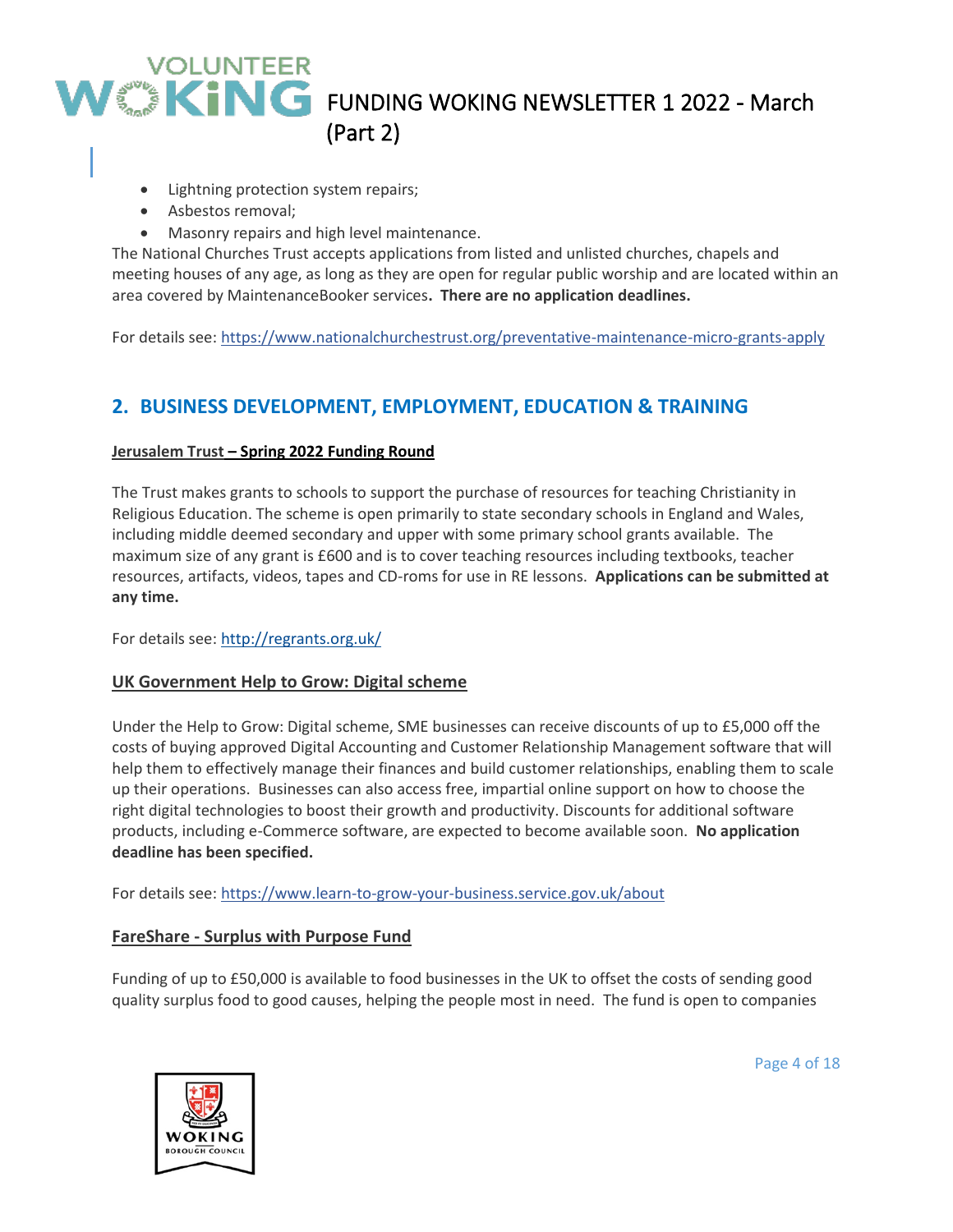- Lightning protection system repairs;
- Asbestos removal;
- Masonry repairs and high level maintenance.

The National Churches Trust accepts applications from listed and unlisted churches, chapels and meeting houses of any age, as long as they are open for regular public worship and are located within an area covered by MaintenanceBooker services**. There are no application deadlines.**

For details see: https://www.nationalchurchestrust.org/preventative-maintenance-micro-grants-apply

## 2. BUSINESS DEVELOPMENT, EMPLOYMENT, EDUCATION & TRAINING

**Jerusalem Trust – Spring 2022 Funding Round**

The Trust makes grants to schools to support the purchase of resources for teaching Christianity in Religious Education. The scheme is open primarily to state secondary schools in England and Wales, including middle deemed secondary and upper with some primary school grants available. The maximum size of any grant is £600 and is to cover teaching resources including textbooks, teacher resources, artifacts, videos, tapes and CD-roms for use in RE lessons. **Applications can be submitted at any time.**

For details see: http://regrants.org.uk/

**UK Government Help to Grow: Digital scheme**

Under the Help to Grow: Digital scheme, SME businesses can receive discounts of up to £5,000 off the costs of buying approved Digital Accounting and Customer Relationship Management software that will help them to effectively manage their finances and build customer relationships, enabling them to scale up their operations. Businesses can also access free, impartial online support on how to choose the right digital technologies to boost their growth and productivity. Discounts for additional software products, including e-Commerce software, are expected to become available soon. **No application deadline has been specified.**

For details see: https://www.learn-to-grow-your-business.service.gov.uk/about

**FareShare - Surplus with Purpose Fund**

Funding of up to £50,000 is available to food businesses in the UK to offset the costs of sending good quality surplus food to good causes, helping the people most in need. The fund is open to companies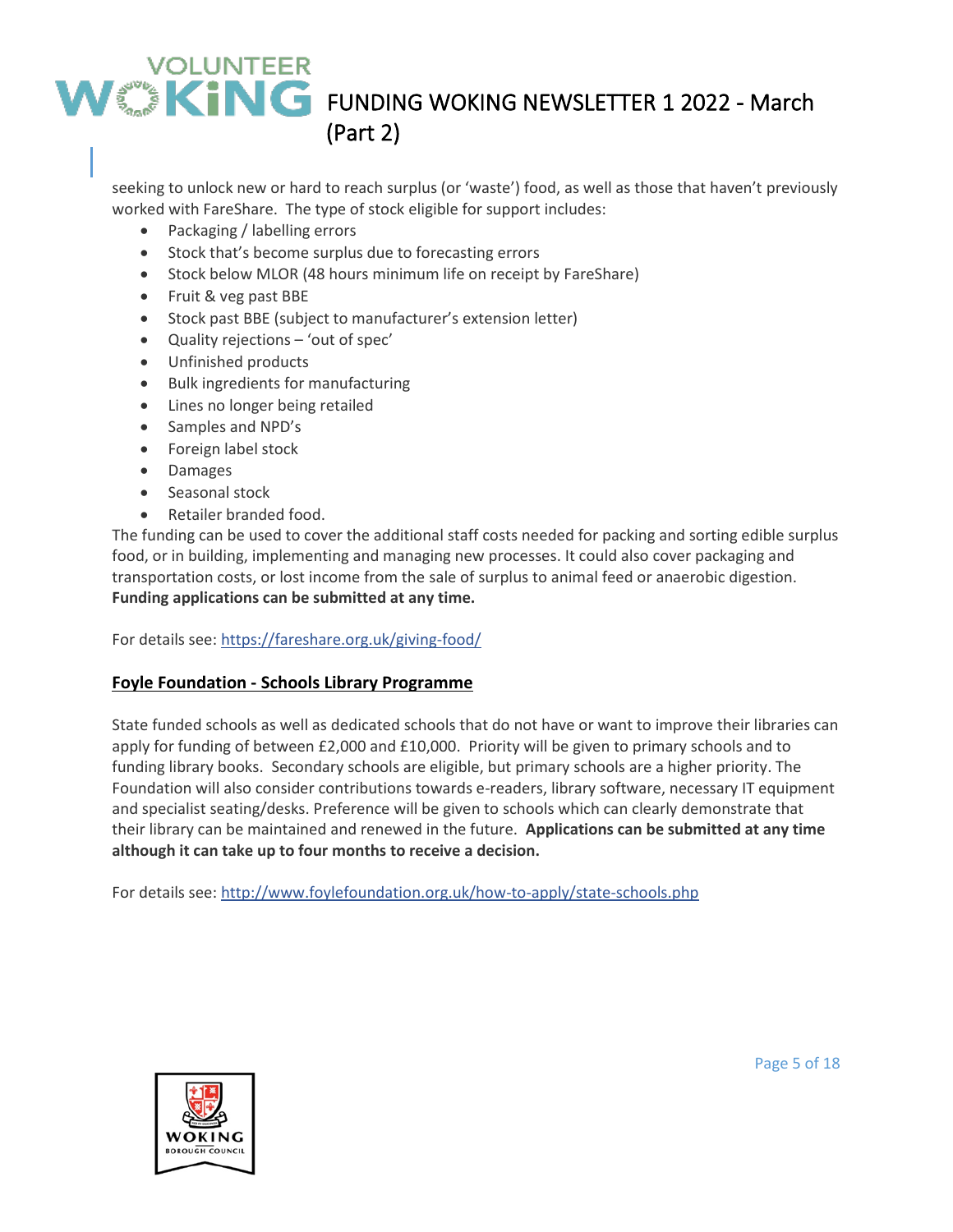seeking to unlock new or hard to reach surplus (or 'waste') food, as well as those that haven't previously worked with FareShare. The type of stock eligible for support includes:

- Packaging / labelling errors
- Stock that's become surplus due to forecasting errors
- Stock below MLOR (48 hours minimum life on receipt by FareShare)
- Fruit & veg past BBE
- Stock past BBE (subject to manufacturer's extension letter)
- Quality rejections – 'out of spec'
- Unfinished products
- Bulk ingredients for manufacturing
- Lines no longer being retailed
- Samples and NPD's
- Foreign label stock
- Damages
- Seasonal stock
- Retailer branded food.

The funding can be used to cover the additional staff costs needed for packing and sorting edible surplus food, or in building, implementing and managing new processes. It could also cover packaging and transportation costs, or lost income from the sale of surplus to animal feed or anaerobic digestion. **Funding applications can be submitted at any time.**

For details see: https://fareshare.org.uk/giving-food/

## Foyle Foundation - Schools Library Programme

State funded schools as well as dedicated schools that do not have or want to improve their libraries can apply for funding of between £2,000 and £10,000. Priority will be given to primary schools and to funding library books. Secondary schools are eligible, but primary schools are a higher priority. The Foundation will also consider contributions towards e-readers, library software, necessary IT equipment and specialist seating/desks. Preference will be given to schools which can clearly demonstrate that their library can be maintained and renewed in the future. **Applications can be submitted at any time although it can take up to four months to receive a decision.**

For details see: http://www.foylefoundation.org.uk/how-to-apply/state-schools.php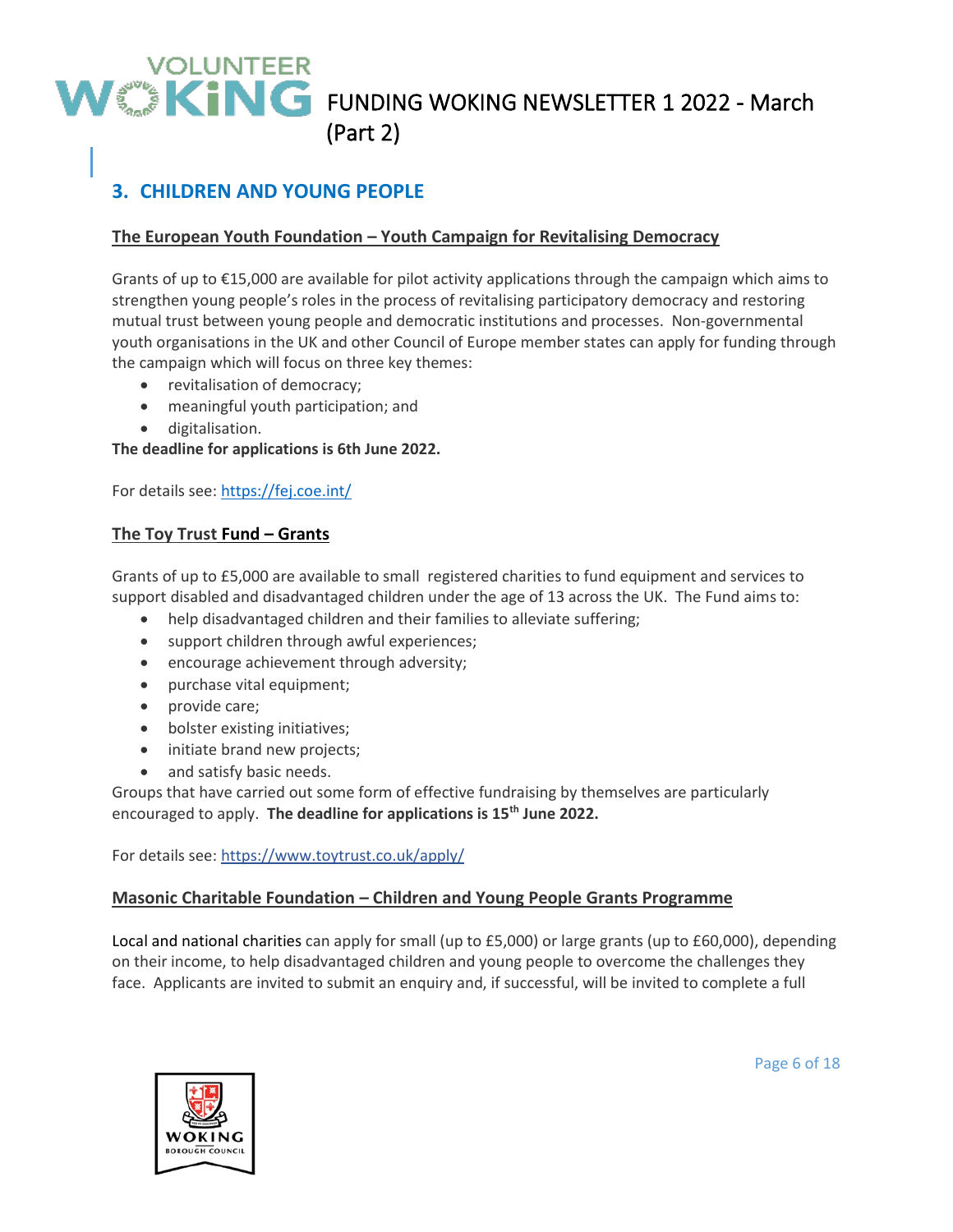## 3. CHILDREN AND YOUNG PEOPLE

**The European Youth Foundation – Youth Campaign for Revitalising Democracy**

Grants of up to €15,000 are available for pilot activity applications through the campaign which aims to strengthen young people's roles in the process of revitalising participatory democracy and restoring mutual trust between young people and democratic institutions and processes. Non-governmental youth organisations in the UK and other Council of Europe member states can apply for funding through the campaign which will focus on three key themes:

- revitalisation of democracy;
- meaningful youth participation; and
- digitalisation.

**The deadline for applications is 6th June 2022.**

For details see: [https://fej.coe.int/](https://fej.coe.int/)

**The Toy Trust Fund – Grants**

Grants of up to £5,000 are available to small registered charities to fund equipment and services to support disabled and disadvantaged children under the age of 13 across the UK. The Fund aims to:

- help disadvantaged children and their families to alleviate suffering;
- support children through awful experiences;
- encourage achievement through adversity;
- purchase vital equipment;
- provide care;
- bolster existing initiatives;
- initiate brand new projects;
- and satisfy basic needs.

Groups that have carried out some form of effective fundraising by themselves are particularly encouraged to apply. **The deadline for applications is 15th June 2022.**

For details see: [https://www.toytrust.co.uk/apply/](https://www.toytrust.co.uk/apply/)

**Masonic Charitable Foundation – Children and Young People Grants Programme**

Local and national charities can apply for small (up to £5,000) or large grants (up to £60,000), depending on their income, to help disadvantaged children and young people to overcome the challenges they face. Applicants are invited to submit an enquiry and, if successful, will be invited to complete a full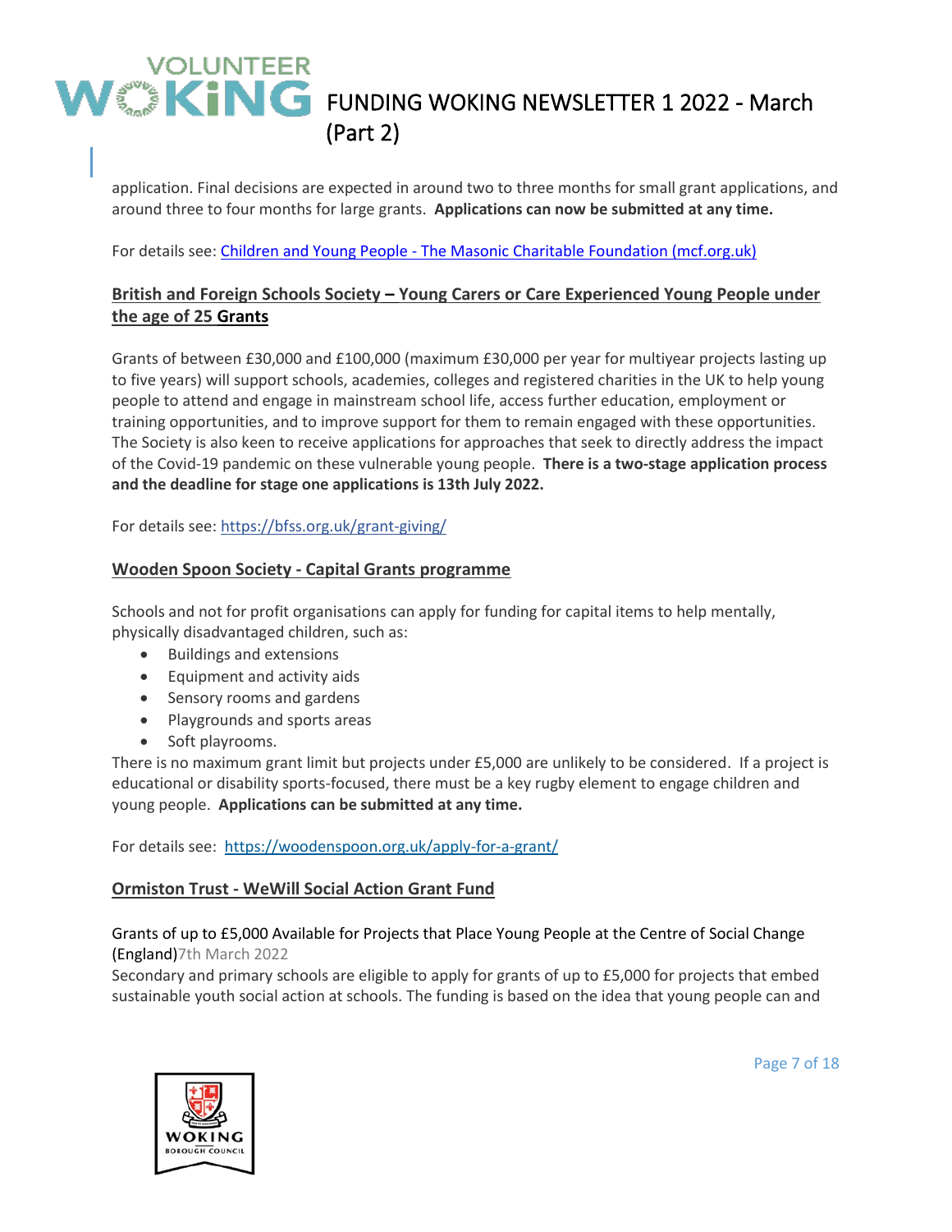application. Final decisions are expected in around two to three months for small grant applications, and around three to four months for large grants. **Applications can now be submitted at any time.**

For details see: [Children and Young People - The Masonic Charitable Foundation (mcf.org.uk)]()

### British and Foreign Schools Society – Young Carers or Care Experienced Young People under the age of 25 Grants

Grants of between £30,000 and £100,000 (maximum £30,000 per year for multiyear projects lasting up to five years) will support schools, academies, colleges and registered charities in the UK to help young people to attend and engage in mainstream school life, access further education, employment or training opportunities, and to improve support for them to remain engaged with these opportunities. The Society is also keen to receive applications for approaches that seek to directly address the impact of the Covid-19 pandemic on these vulnerable young people. **There is a two-stage application process and the deadline for stage one applications is 13th July 2022.**

For details see: https://bfss.org.uk/grant-giving/

### Wooden Spoon Society - Capital Grants programme

Schools and not for profit organisations can apply for funding for capital items to help mentally, physically disadvantaged children, such as:

- Buildings and extensions
- Equipment and activity aids
- Sensory rooms and gardens
- Playgrounds and sports areas
- Soft playrooms.

There is no maximum grant limit but projects under £5,000 are unlikely to be considered. If a project is educational or disability sports-focused, there must be a key rugby element to engage children and young people. **Applications can be submitted at any time.**

For details see: https://woodenspoon.org.uk/apply-for-a-grant/

### Ormiston Trust - WeWill Social Action Grant Fund

Grants of up to £5,000 Available for Projects that Place Young People at the Centre of Social Change (England)7th March 2022

Secondary and primary schools are eligible to apply for grants of up to £5,000 for projects that embed sustainable youth social action at schools. The funding is based on the idea that young people can and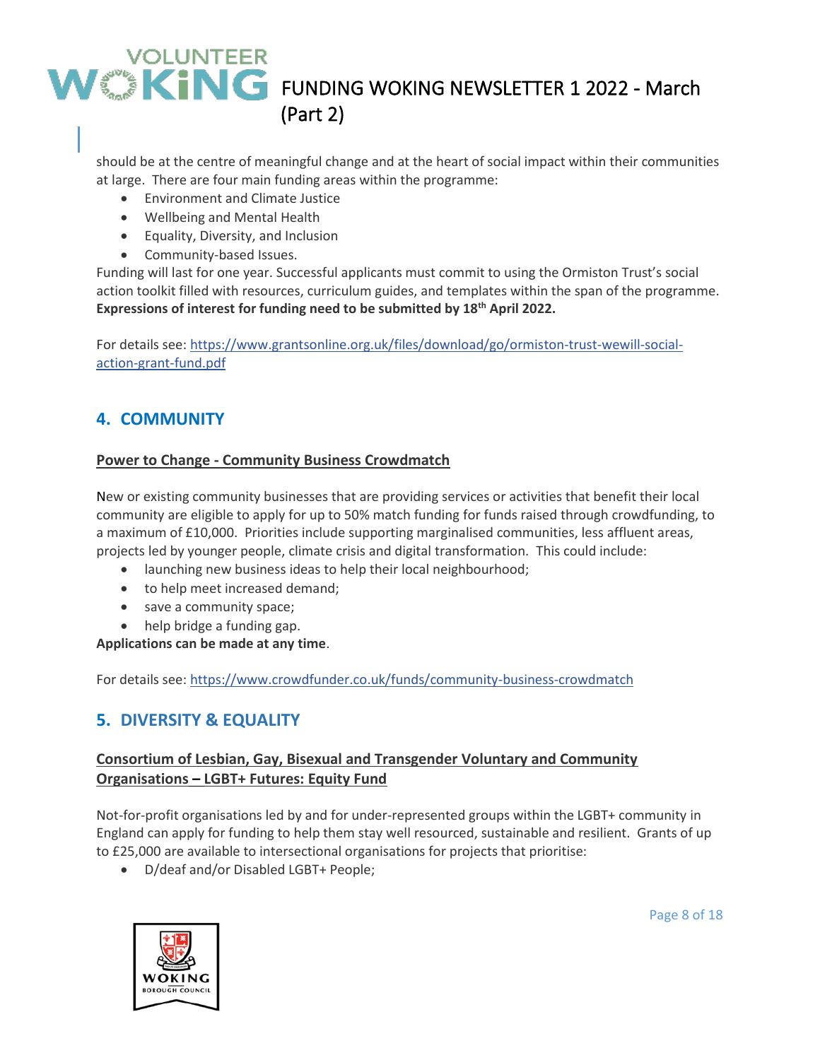should be at the centre of meaningful change and at the heart of social impact within their communities at large. There are four main funding areas within the programme:

- Environment and Climate Justice
- Wellbeing and Mental Health
- Equality, Diversity, and Inclusion
- Community-based Issues.

Funding will last for one year. Successful applicants must commit to using the Ormiston Trust's social action toolkit filled with resources, curriculum guides, and templates within the span of the programme. **Expressions of interest for funding need to be submitted by 18th April 2022.**

For details see: https://www.grantsonline.org.uk/files/download/go/ormiston-trust-wewill-social-action-grant-fund.pdf

## 4. COMMUNITY

**Power to Change - Community Business Crowdmatch**

New or existing community businesses that are providing services or activities that benefit their local community are eligible to apply for up to 50% match funding for funds raised through crowdfunding, to a maximum of £10,000. Priorities include supporting marginalised communities, less affluent areas, projects led by younger people, climate crisis and digital transformation. This could include:

- launching new business ideas to help their local neighbourhood;
- to help meet increased demand;
- save a community space;
- help bridge a funding gap.

**Applications can be made at any time**.

For details see: https://www.crowdfunder.co.uk/funds/community-business-crowdmatch

## 5. DIVERSITY & EQUALITY

**Consortium of Lesbian, Gay, Bisexual and Transgender Voluntary and Community Organisations – LGBT+ Futures: Equity Fund**

Not-for-profit organisations led by and for under-represented groups within the LGBT+ community in England can apply for funding to help them stay well resourced, sustainable and resilient. Grants of up to £25,000 are available to intersectional organisations for projects that prioritise:

- D/deaf and/or Disabled LGBT+ People;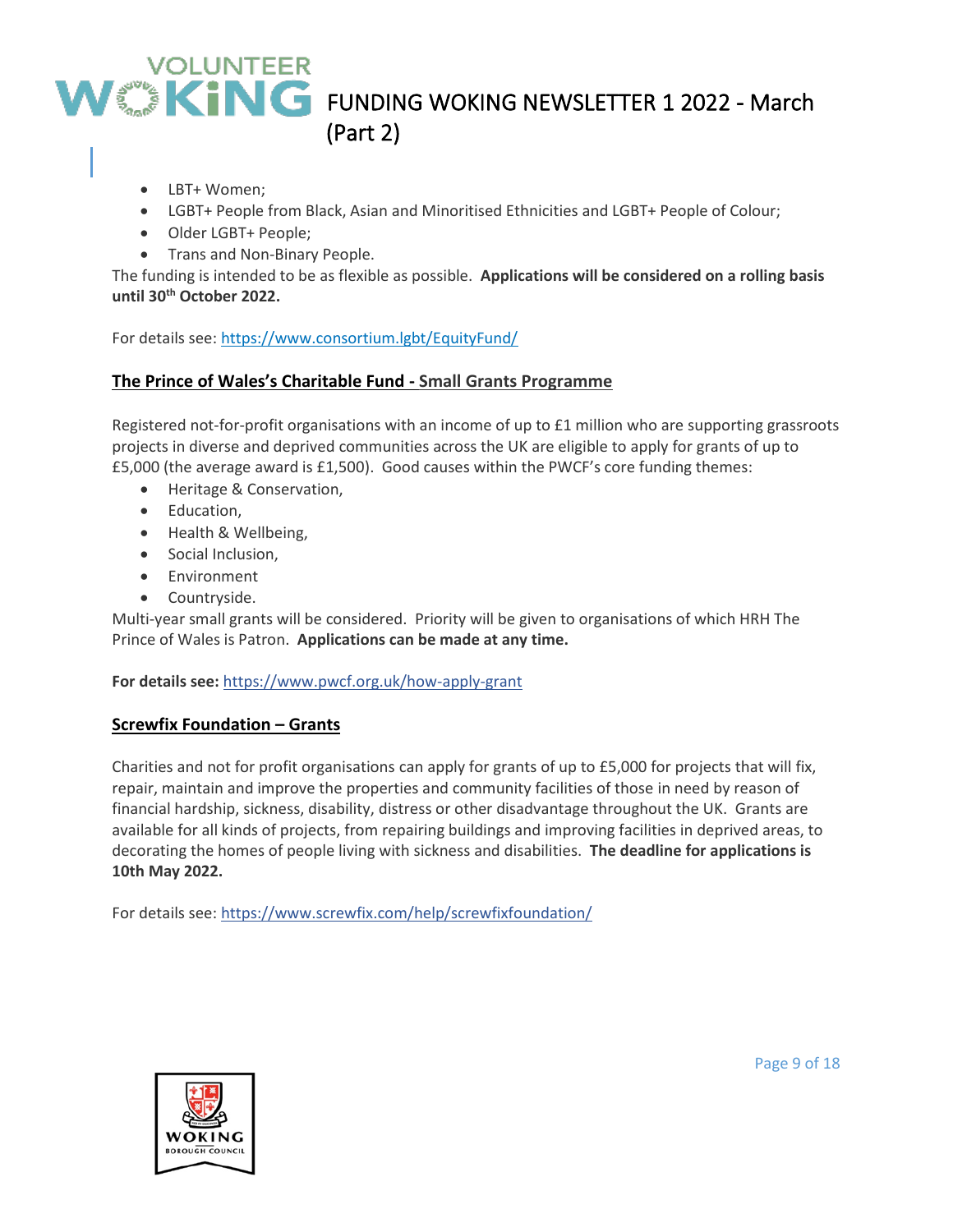- LBT+ Women;
- LGBT+ People from Black, Asian and Minoritised Ethnicities and LGBT+ People of Colour;
- Older LGBT+ People;
- Trans and Non-Binary People.

The funding is intended to be as flexible as possible. **Applications will be considered on a rolling basis until 30th October 2022.**

For details see: https://www.consortium.lgbt/EquityFund/

## The Prince of Wales's Charitable Fund - Small Grants Programme

Registered not-for-profit organisations with an income of up to £1 million who are supporting grassroots projects in diverse and deprived communities across the UK are eligible to apply for grants of up to £5,000 (the average award is £1,500). Good causes within the PWCF's core funding themes:

- Heritage & Conservation,
- Education,
- Health & Wellbeing,
- Social Inclusion,
- Environment
- Countryside.

Multi-year small grants will be considered. Priority will be given to organisations of which HRH The Prince of Wales is Patron. **Applications can be made at any time.**

**For details see:** https://www.pwcf.org.uk/how-apply-grant

## Screwfix Foundation – Grants

Charities and not for profit organisations can apply for grants of up to £5,000 for projects that will fix, repair, maintain and improve the properties and community facilities of those in need by reason of financial hardship, sickness, disability, distress or other disadvantage throughout the UK. Grants are available for all kinds of projects, from repairing buildings and improving facilities in deprived areas, to decorating the homes of people living with sickness and disabilities. **The deadline for applications is 10th May 2022.**

For details see: https://www.screwfix.com/help/screwfixfoundation/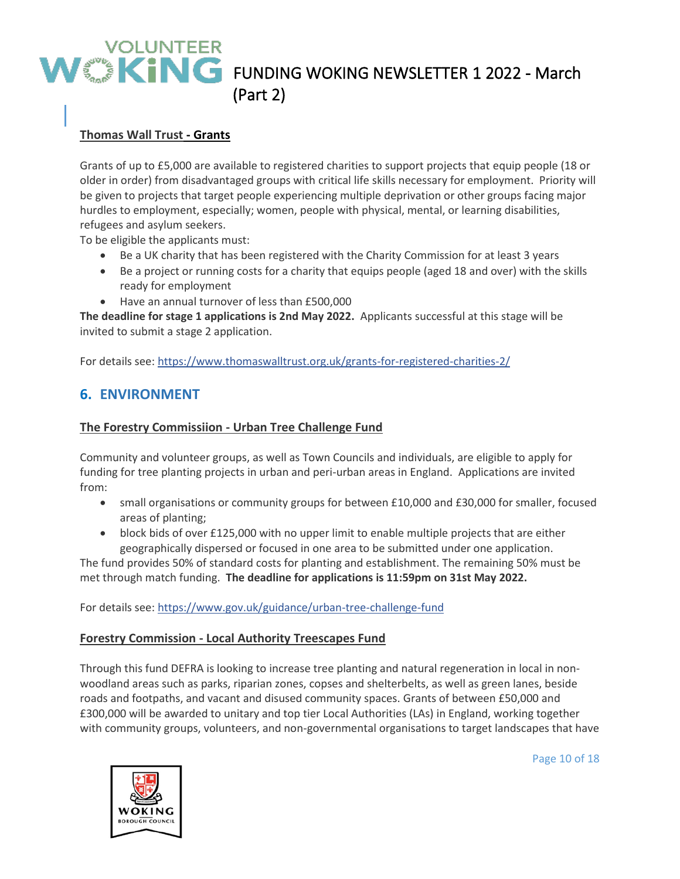**Thomas Wall Trust - Grants**

Grants of up to £5,000 are available to registered charities to support projects that equip people (18 or older in order) from disadvantaged groups with critical life skills necessary for employment. Priority will be given to projects that target people experiencing multiple deprivation or other groups facing major hurdles to employment, especially; women, people with physical, mental, or learning disabilities, refugees and asylum seekers.

To be eligible the applicants must:

- Be a UK charity that has been registered with the Charity Commission for at least 3 years
- Be a project or running costs for a charity that equips people (aged 18 and over) with the skills ready for employment
- Have an annual turnover of less than £500,000

**The deadline for stage 1 applications is 2nd May 2022.** Applicants successful at this stage will be invited to submit a stage 2 application.

For details see: https://www.thomaswalltrust.org.uk/grants-for-registered-charities-2/

## 6. ENVIRONMENT

**The Forestry Commissiion - Urban Tree Challenge Fund**

Community and volunteer groups, as well as Town Councils and individuals, are eligible to apply for funding for tree planting projects in urban and peri-urban areas in England. Applications are invited from:

- small organisations or community groups for between £10,000 and £30,000 for smaller, focused areas of planting;
- block bids of over £125,000 with no upper limit to enable multiple projects that are either geographically dispersed or focused in one area to be submitted under one application.

The fund provides 50% of standard costs for planting and establishment. The remaining 50% must be met through match funding. **The deadline for applications is 11:59pm on 31st May 2022.**

For details see: https://www.gov.uk/guidance/urban-tree-challenge-fund

**Forestry Commission - Local Authority Treescapes Fund**

Through this fund DEFRA is looking to increase tree planting and natural regeneration in local in non-woodland areas such as parks, riparian zones, copses and shelterbelts, as well as green lanes, beside roads and footpaths, and vacant and disused community spaces. Grants of between £50,000 and £300,000 will be awarded to unitary and top tier Local Authorities (LAs) in England, working together with community groups, volunteers, and non-governmental organisations to target landscapes that have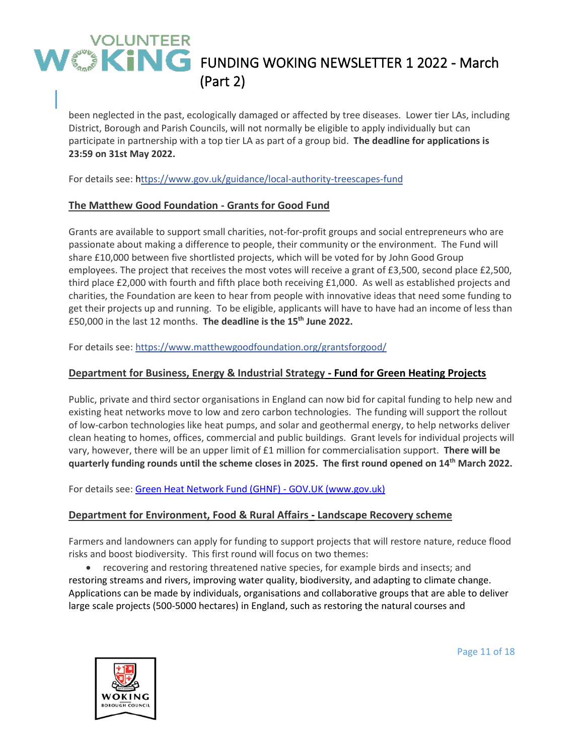been neglected in the past, ecologically damaged or affected by tree diseases. Lower tier LAs, including District, Borough and Parish Councils, will not normally be eligible to apply individually but can participate in partnership with a top tier LA as part of a group bid. **The deadline for applications is 23:59 on 31st May 2022.**

For details see: [https://www.gov.uk/guidance/local-authority-treescapes-fund](https://www.gov.uk/guidance/local-authority-treescapes-fund)

### The Matthew Good Foundation - Grants for Good Fund

Grants are available to support small charities, not-for-profit groups and social entrepreneurs who are passionate about making a difference to people, their community or the environment. The Fund will share £10,000 between five shortlisted projects, which will be voted for by John Good Group employees. The project that receives the most votes will receive a grant of £3,500, second place £2,500, third place £2,000 with fourth and fifth place both receiving £1,000. As well as established projects and charities, the Foundation are keen to hear from people with innovative ideas that need some funding to get their projects up and running. To be eligible, applicants will have to have had an income of less than £50,000 in the last 12 months. **The deadline is the 15th June 2022.**

For details see: [https://www.matthewgoodfoundation.org/grantsforgood/](https://www.matthewgoodfoundation.org/grantsforgood/)

### Department for Business, Energy & Industrial Strategy - Fund for Green Heating Projects

Public, private and third sector organisations in England can now bid for capital funding to help new and existing heat networks move to low and zero carbon technologies. The funding will support the rollout of low-carbon technologies like heat pumps, and solar and geothermal energy, to help networks deliver clean heating to homes, offices, commercial and public buildings. Grant levels for individual projects will vary, however, there will be an upper limit of £1 million for commercialisation support. **There will be quarterly funding rounds until the scheme closes in 2025. The first round opened on 14th March 2022.**

For details see: Green Heat Network Fund (GHNF) - GOV.UK (www.gov.uk)

### Department for Environment, Food & Rural Affairs - Landscape Recovery scheme

Farmers and landowners can apply for funding to support projects that will restore nature, reduce flood risks and boost biodiversity. This first round will focus on two themes:

- recovering and restoring threatened native species, for example birds and insects; and

restoring streams and rivers, improving water quality, biodiversity, and adapting to climate change. Applications can be made by individuals, organisations and collaborative groups that are able to deliver large scale projects (500-5000 hectares) in England, such as restoring the natural courses and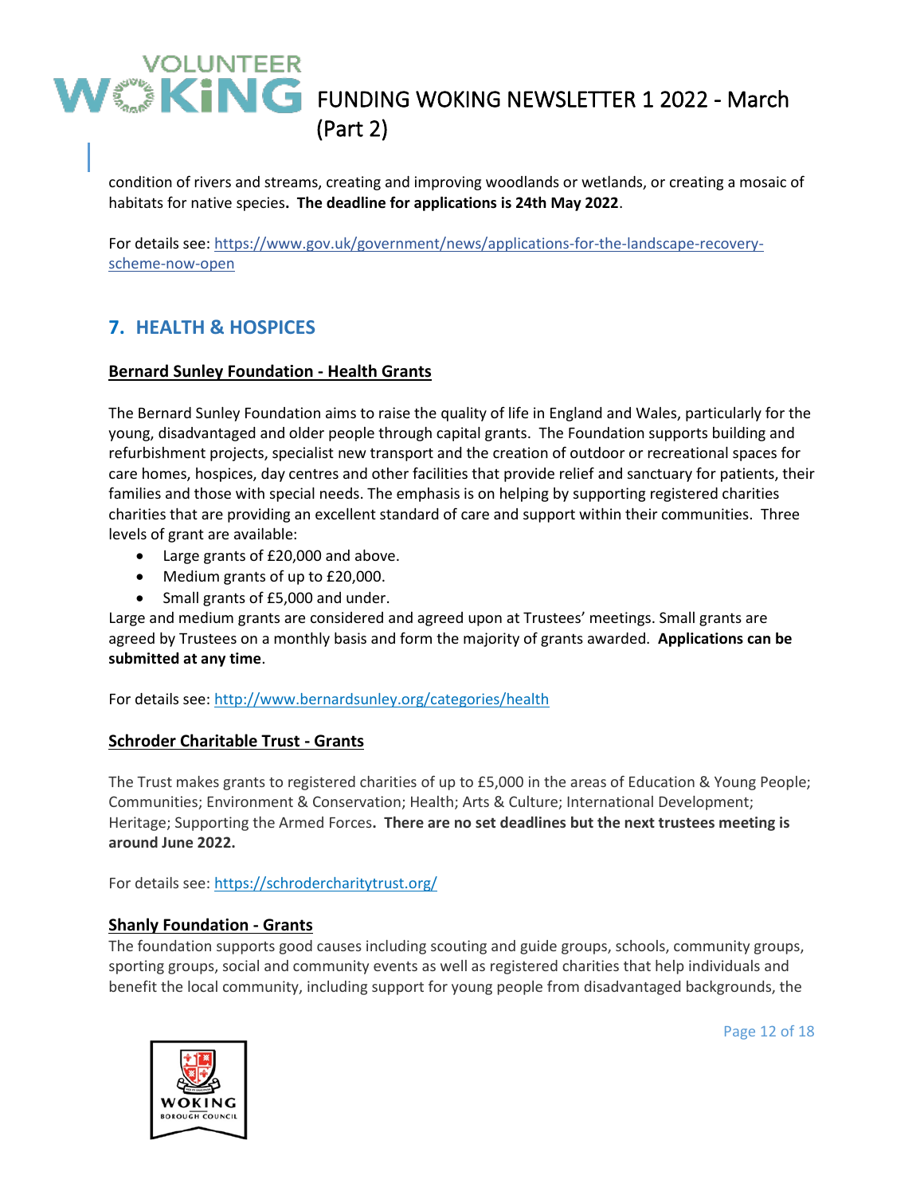condition of rivers and streams, creating and improving woodlands or wetlands, or creating a mosaic of habitats for native species**. The deadline for applications is 24th May 2022**.

For details see: https://www.gov.uk/government/news/applications-for-the-landscape-recovery-scheme-now-open

## 7. HEALTH & HOSPICES

**Bernard Sunley Foundation - Health Grants**

The Bernard Sunley Foundation aims to raise the quality of life in England and Wales, particularly for the young, disadvantaged and older people through capital grants. The Foundation supports building and refurbishment projects, specialist new transport and the creation of outdoor or recreational spaces for care homes, hospices, day centres and other facilities that provide relief and sanctuary for patients, their families and those with special needs. The emphasis is on helping by supporting registered charities charities that are providing an excellent standard of care and support within their communities. Three levels of grant are available:

- Large grants of £20,000 and above.
- Medium grants of up to £20,000.
- Small grants of £5,000 and under.

Large and medium grants are considered and agreed upon at Trustees' meetings. Small grants are agreed by Trustees on a monthly basis and form the majority of grants awarded. **Applications can be submitted at any time**.

For details see: http://www.bernardsunley.org/categories/health

**Schroder Charitable Trust - Grants**

The Trust makes grants to registered charities of up to £5,000 in the areas of Education & Young People; Communities; Environment & Conservation; Health; Arts & Culture; International Development; Heritage; Supporting the Armed Forces**. There are no set deadlines but the next trustees meeting is around June 2022.**

For details see: https://schrodercharitytrust.org/

**Shanly Foundation - Grants**

The foundation supports good causes including scouting and guide groups, schools, community groups, sporting groups, social and community events as well as registered charities that help individuals and benefit the local community, including support for young people from disadvantaged backgrounds, the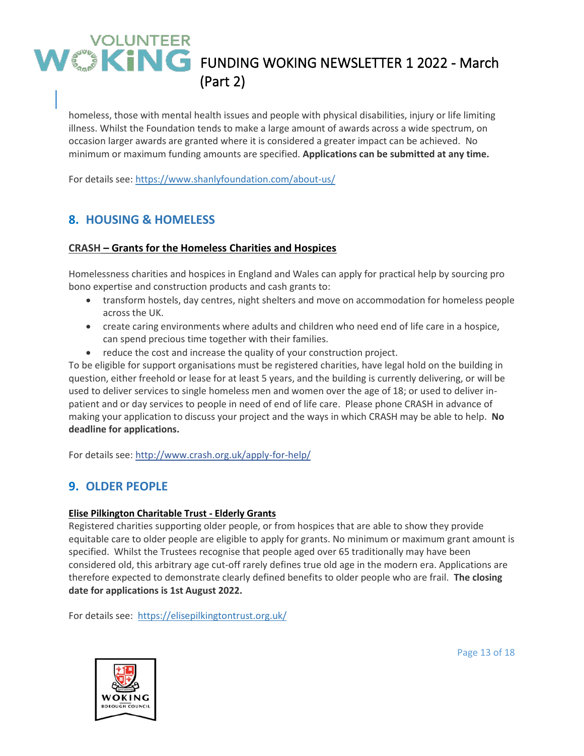homeless, those with mental health issues and people with physical disabilities, injury or life limiting illness. Whilst the Foundation tends to make a large amount of awards across a wide spectrum, on occasion larger awards are granted where it is considered a greater impact can be achieved. No minimum or maximum funding amounts are specified. **Applications can be submitted at any time.**

For details see: https://www.shanlyfoundation.com/about-us/

## 8. HOUSING & HOMELESS

**CRASH – Grants for the Homeless Charities and Hospices**

Homelessness charities and hospices in England and Wales can apply for practical help by sourcing pro bono expertise and construction products and cash grants to:

- transform hostels, day centres, night shelters and move on accommodation for homeless people across the UK.
- create caring environments where adults and children who need end of life care in a hospice, can spend precious time together with their families.
- reduce the cost and increase the quality of your construction project.

To be eligible for support organisations must be registered charities, have legal hold on the building in question, either freehold or lease for at least 5 years, and the building is currently delivering, or will be used to deliver services to single homeless men and women over the age of 18; or used to deliver in-patient and or day services to people in need of end of life care. Please phone CRASH in advance of making your application to discuss your project and the ways in which CRASH may be able to help. **No deadline for applications.**

For details see: http://www.crash.org.uk/apply-for-help/

## 9. OLDER PEOPLE

**Elise Pilkington Charitable Trust - Elderly Grants**

Registered charities supporting older people, or from hospices that are able to show they provide equitable care to older people are eligible to apply for grants. No minimum or maximum grant amount is specified. Whilst the Trustees recognise that people aged over 65 traditionally may have been considered old, this arbitrary age cut-off rarely defines true old age in the modern era. Applications are therefore expected to demonstrate clearly defined benefits to older people who are frail. **The closing date for applications is 1st August 2022.**

For details see: https://elisepilkingtontrust.org.uk/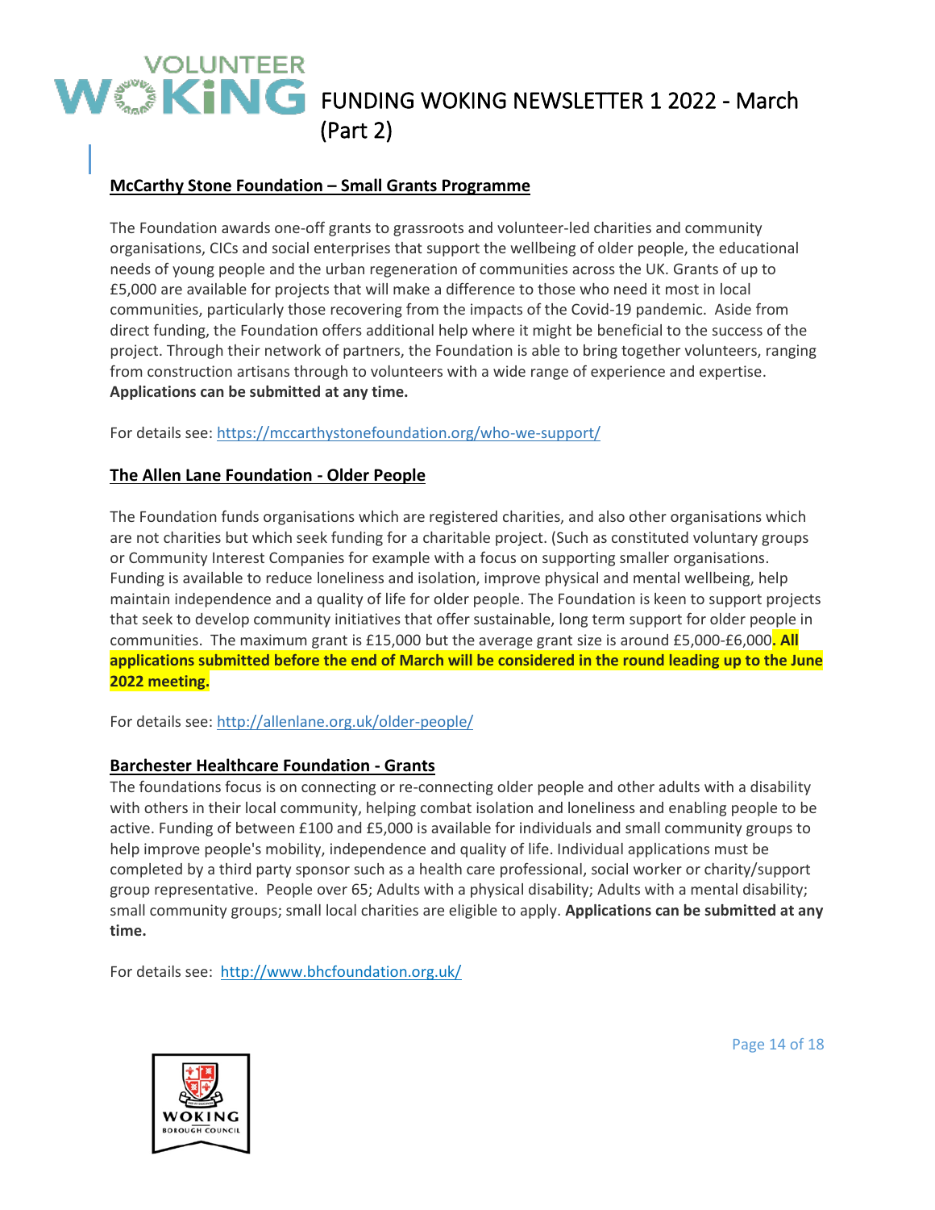### McCarthy Stone Foundation – Small Grants Programme

The Foundation awards one-off grants to grassroots and volunteer-led charities and community organisations, CICs and social enterprises that support the wellbeing of older people, the educational needs of young people and the urban regeneration of communities across the UK. Grants of up to £5,000 are available for projects that will make a difference to those who need it most in local communities, particularly those recovering from the impacts of the Covid-19 pandemic. Aside from direct funding, the Foundation offers additional help where it might be beneficial to the success of the project. Through their network of partners, the Foundation is able to bring together volunteers, ranging from construction artisans through to volunteers with a wide range of experience and expertise. **Applications can be submitted at any time.**

For details see: https://mccarthystonefoundation.org/who-we-support/

### The Allen Lane Foundation - Older People

The Foundation funds organisations which are registered charities, and also other organisations which are not charities but which seek funding for a charitable project. (Such as constituted voluntary groups or Community Interest Companies for example with a focus on supporting smaller organisations. Funding is available to reduce loneliness and isolation, improve physical and mental wellbeing, help maintain independence and a quality of life for older people. The Foundation is keen to support projects that seek to develop community initiatives that offer sustainable, long term support for older people in communities. The maximum grant is £15,000 but the average grant size is around £5,000-£6,000**. All applications submitted before the end of March will be considered in the round leading up to the June 2022 meeting.**

For details see: http://allenlane.org.uk/older-people/

### Barchester Healthcare Foundation - Grants

The foundations focus is on connecting or re-connecting older people and other adults with a disability with others in their local community, helping combat isolation and loneliness and enabling people to be active. Funding of between £100 and £5,000 is available for individuals and small community groups to help improve people's mobility, independence and quality of life. Individual applications must be completed by a third party sponsor such as a health care professional, social worker or charity/support group representative. People over 65; Adults with a physical disability; Adults with a mental disability; small community groups; small local charities are eligible to apply. **Applications can be submitted at any time.**

For details see: http://www.bhcfoundation.org.uk/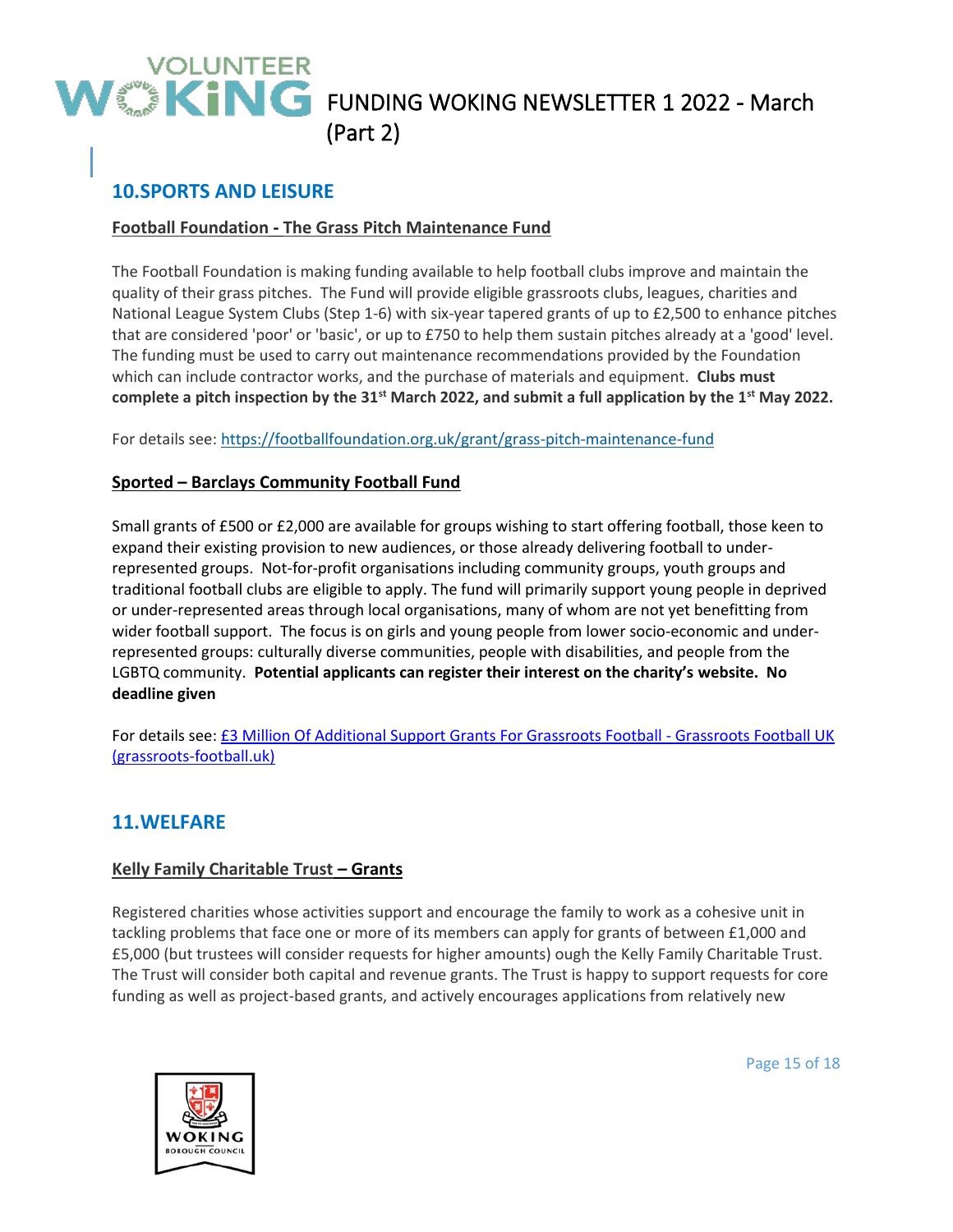## 10.SPORTS AND LEISURE

**Football Foundation - The Grass Pitch Maintenance Fund**

The Football Foundation is making funding available to help football clubs improve and maintain the quality of their grass pitches. The Fund will provide eligible grassroots clubs, leagues, charities and National League System Clubs (Step 1-6) with six-year tapered grants of up to £2,500 to enhance pitches that are considered 'poor' or 'basic', or up to £750 to help them sustain pitches already at a 'good' level. The funding must be used to carry out maintenance recommendations provided by the Foundation which can include contractor works, and the purchase of materials and equipment. **Clubs must complete a pitch inspection by the 31st March 2022, and submit a full application by the 1st May 2022.**

For details see: [https://footballfoundation.org.uk/grant/grass-pitch-maintenance-fund](https://footballfoundation.org.uk/grant/grass-pitch-maintenance-fund)

**Sported – Barclays Community Football Fund**

Small grants of £500 or £2,000 are available for groups wishing to start offering football, those keen to expand their existing provision to new audiences, or those already delivering football to under-represented groups. Not-for-profit organisations including community groups, youth groups and traditional football clubs are eligible to apply. The fund will primarily support young people in deprived or under-represented areas through local organisations, many of whom are not yet benefitting from wider football support. The focus is on girls and young people from lower socio-economic and under-represented groups: culturally diverse communities, people with disabilities, and people from the LGBTQ community. **Potential applicants can register their interest on the charity's website. No deadline given**

For details see: £3 Million Of Additional Support Grants For Grassroots Football - Grassroots Football UK (grassroots-football.uk)

## 11.WELFARE

**Kelly Family Charitable Trust – Grants**

Registered charities whose activities support and encourage the family to work as a cohesive unit in tackling problems that face one or more of its members can apply for grants of between £1,000 and £5,000 (but trustees will consider requests for higher amounts) ough the Kelly Family Charitable Trust. The Trust will consider both capital and revenue grants. The Trust is happy to support requests for core funding as well as project-based grants, and actively encourages applications from relatively new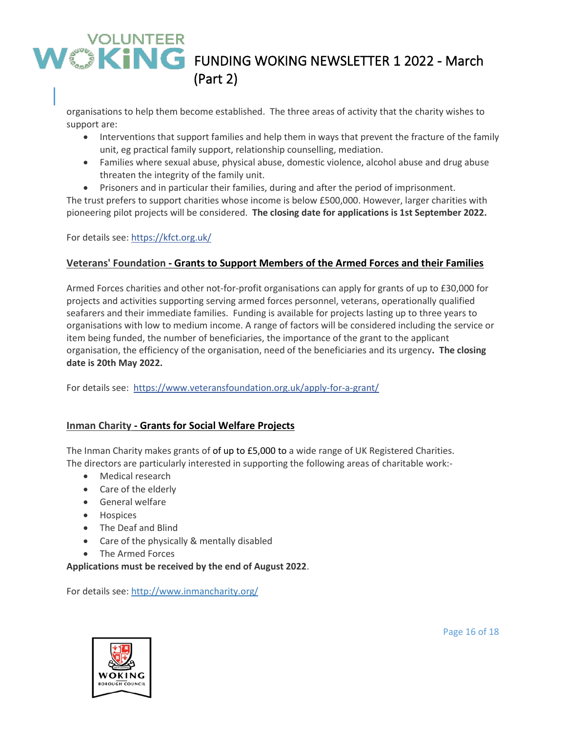organisations to help them become established. The three areas of activity that the charity wishes to support are:

- Interventions that support families and help them in ways that prevent the fracture of the family unit, eg practical family support, relationship counselling, mediation.
- Families where sexual abuse, physical abuse, domestic violence, alcohol abuse and drug abuse threaten the integrity of the family unit.
- Prisoners and in particular their families, during and after the period of imprisonment.

The trust prefers to support charities whose income is below £500,000. However, larger charities with pioneering pilot projects will be considered. **The closing date for applications is 1st September 2022.**

For details see: [https://kfct.org.uk/](https://kfct.org.uk/)

## Veterans' Foundation - Grants to Support Members of the Armed Forces and their Families

Armed Forces charities and other not-for-profit organisations can apply for grants of up to £30,000 for projects and activities supporting serving armed forces personnel, veterans, operationally qualified seafarers and their immediate families. Funding is available for projects lasting up to three years to organisations with low to medium income. A range of factors will be considered including the service or item being funded, the number of beneficiaries, the importance of the grant to the applicant organisation, the efficiency of the organisation, need of the beneficiaries and its urgency**. The closing date is 20th May 2022.**

For details see: [https://www.veteransfoundation.org.uk/apply-for-a-grant/](https://www.veteransfoundation.org.uk/apply-for-a-grant/)

## Inman Charity - Grants for Social Welfare Projects

The Inman Charity makes grants of of up to £5,000 to a wide range of UK Registered Charities. The directors are particularly interested in supporting the following areas of charitable work:-

- Medical research
- Care of the elderly
- General welfare
- Hospices
- The Deaf and Blind
- Care of the physically & mentally disabled
- The Armed Forces

**Applications must be received by the end of August 2022**.

For details see: [http://www.inmancharity.org/](http://www.inmancharity.org/)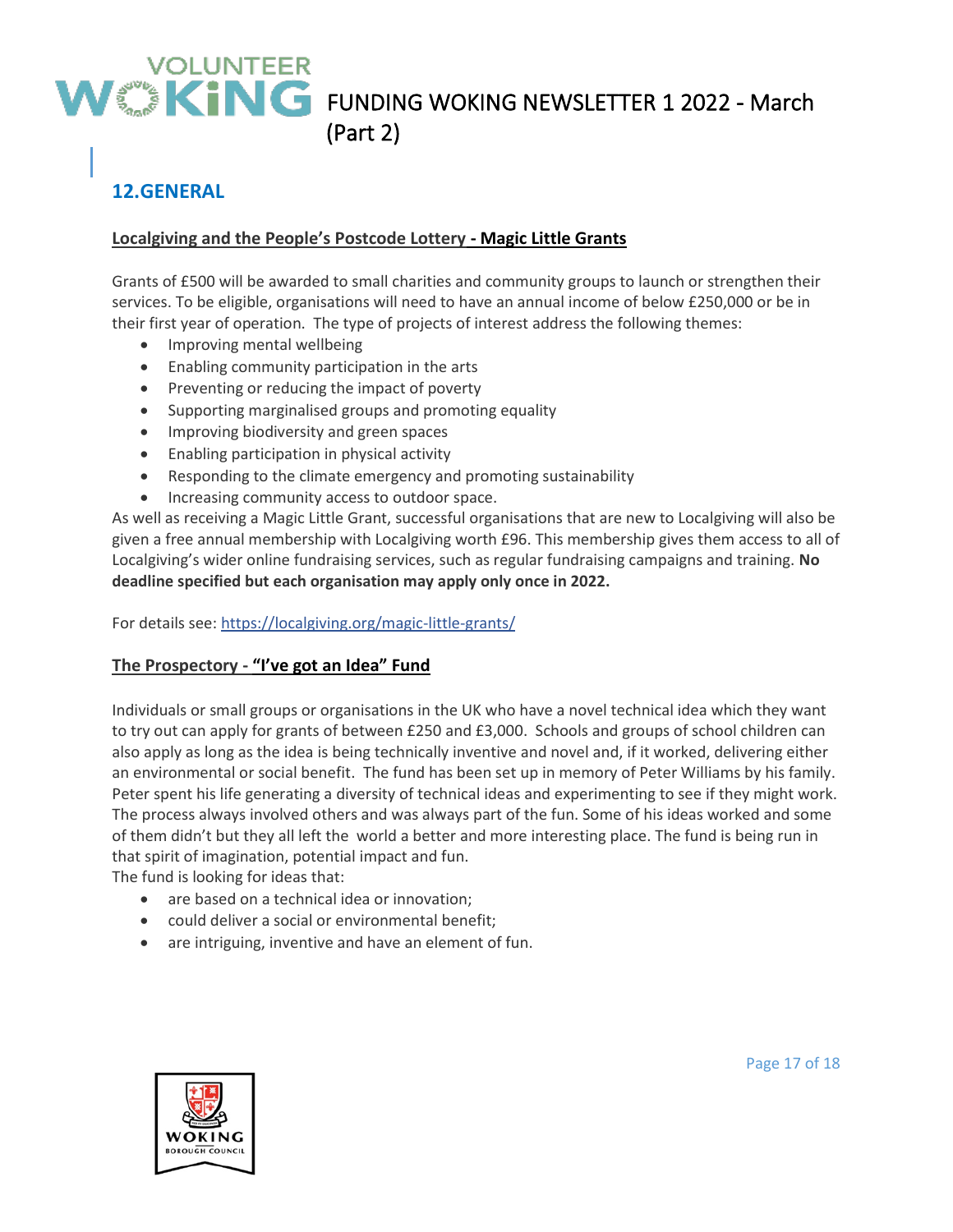## 12.GENERAL

**Localgiving and the People's Postcode Lottery - Magic Little Grants**

Grants of £500 will be awarded to small charities and community groups to launch or strengthen their services. To be eligible, organisations will need to have an annual income of below £250,000 or be in their first year of operation. The type of projects of interest address the following themes:

- Improving mental wellbeing
- Enabling community participation in the arts
- Preventing or reducing the impact of poverty
- Supporting marginalised groups and promoting equality
- Improving biodiversity and green spaces
- Enabling participation in physical activity
- Responding to the climate emergency and promoting sustainability
- Increasing community access to outdoor space.

As well as receiving a Magic Little Grant, successful organisations that are new to Localgiving will also be given a free annual membership with Localgiving worth £96. This membership gives them access to all of Localgiving's wider online fundraising services, such as regular fundraising campaigns and training. **No deadline specified but each organisation may apply only once in 2022.**

For details see: https://localgiving.org/magic-little-grants/

**The Prospectory - "I've got an Idea" Fund**

Individuals or small groups or organisations in the UK who have a novel technical idea which they want to try out can apply for grants of between £250 and £3,000. Schools and groups of school children can also apply as long as the idea is being technically inventive and novel and, if it worked, delivering either an environmental or social benefit. The fund has been set up in memory of Peter Williams by his family. Peter spent his life generating a diversity of technical ideas and experimenting to see if they might work. The process always involved others and was always part of the fun. Some of his ideas worked and some of them didn't but they all left the world a better and more interesting place. The fund is being run in that spirit of imagination, potential impact and fun.

The fund is looking for ideas that:

- are based on a technical idea or innovation;
- could deliver a social or environmental benefit;
- are intriguing, inventive and have an element of fun.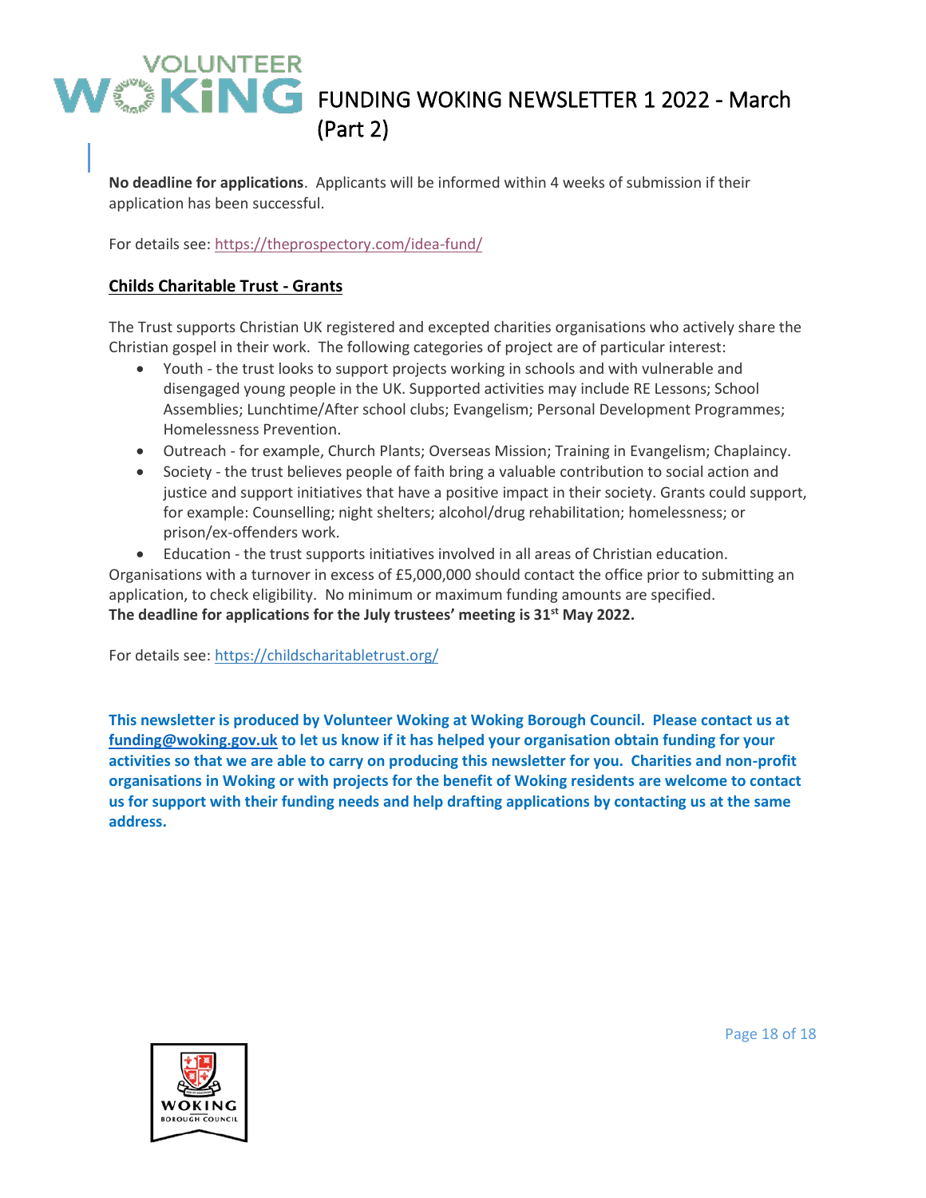**No deadline for applications**. Applicants will be informed within 4 weeks of submission if their application has been successful.

For details see: https://theprospectory.com/idea-fund/

## Childs Charitable Trust - Grants

The Trust supports Christian UK registered and excepted charities organisations who actively share the Christian gospel in their work. The following categories of project are of particular interest:

- Youth - the trust looks to support projects working in schools and with vulnerable and disengaged young people in the UK. Supported activities may include RE Lessons; School Assemblies; Lunchtime/After school clubs; Evangelism; Personal Development Programmes; Homelessness Prevention.
- Outreach - for example, Church Plants; Overseas Mission; Training in Evangelism; Chaplaincy.
- Society - the trust believes people of faith bring a valuable contribution to social action and justice and support initiatives that have a positive impact in their society. Grants could support, for example: Counselling; night shelters; alcohol/drug rehabilitation; homelessness; or prison/ex-offenders work.
- Education - the trust supports initiatives involved in all areas of Christian education.

Organisations with a turnover in excess of £5,000,000 should contact the office prior to submitting an application, to check eligibility. No minimum or maximum funding amounts are specified.
**The deadline for applications for the July trustees' meeting is 31st May 2022.**

For details see: https://childscharitabletrust.org/

**This newsletter is produced by Volunteer Woking at Woking Borough Council. Please contact us at funding@woking.gov.uk to let us know if it has helped your organisation obtain funding for your activities so that we are able to carry on producing this newsletter for you. Charities and non-profit organisations in Woking or with projects for the benefit of Woking residents are welcome to contact us for support with their funding needs and help drafting applications by contacting us at the same address.**